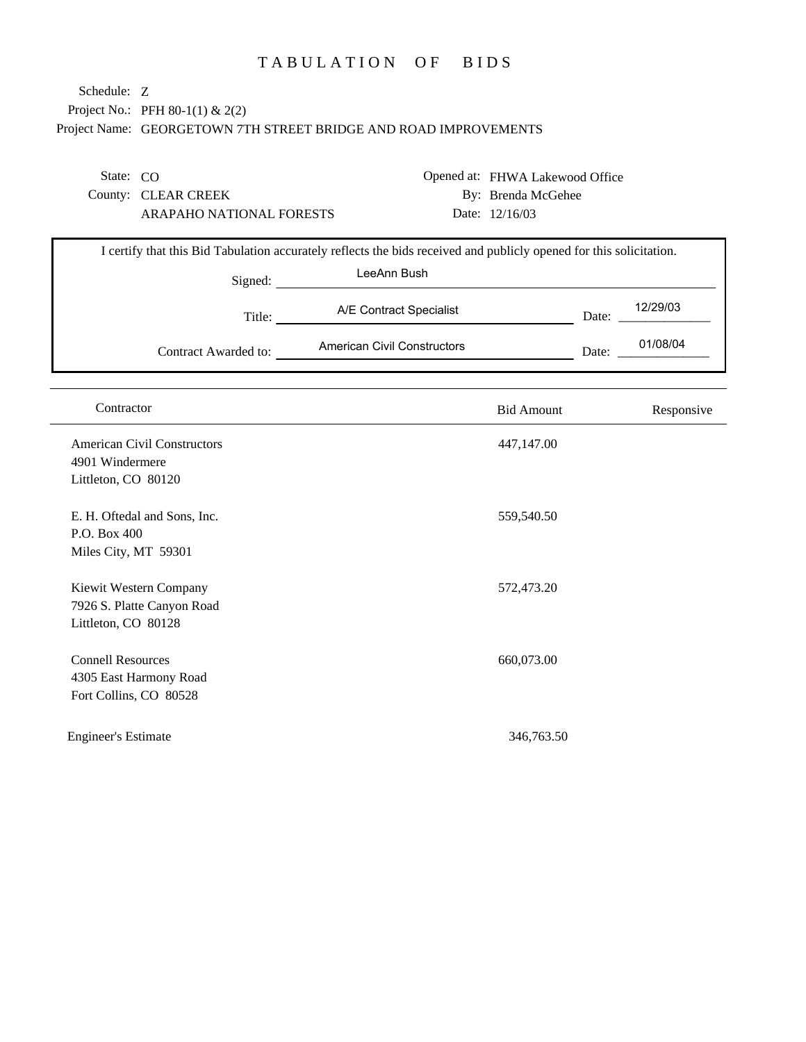# TABULATION OF BIDS

Schedule: Z
Project No.: PFH 80-1(1) & 2(2)
Project Name: GEORGETOWN 7TH STREET BRIDGE AND ROAD IMPROVEMENTS

State: CO
County: CLEAR CREEK
ARAPAHO NATIONAL FORESTS

Opened at: FHWA Lakewood Office
By: Brenda McGehee
Date: 12/16/03

I certify that this Bid Tabulation accurately reflects the bids received and publicly opened for this solicitation.

Signed: LeeAnn Bush

Title: A/E Contract Specialist Date: 12/29/03

Contract Awarded to: American Civil Constructors Date: 01/08/04

| Contractor | Bid Amount | Responsive |
|---|---|---|
| American Civil Constructors<br>4901 Windermere<br>Littleton, CO 80120 | 447,147.00 | |
| E. H. Oftedal and Sons, Inc.<br>P.O. Box 400<br>Miles City, MT 59301 | 559,540.50 | |
| Kiewit Western Company<br>7926 S. Platte Canyon Road<br>Littleton, CO 80128 | 572,473.20 | |
| Connell Resources<br>4305 East Harmony Road<br>Fort Collins, CO 80528 | 660,073.00 | |
| Engineer's Estimate | 346,763.50 | |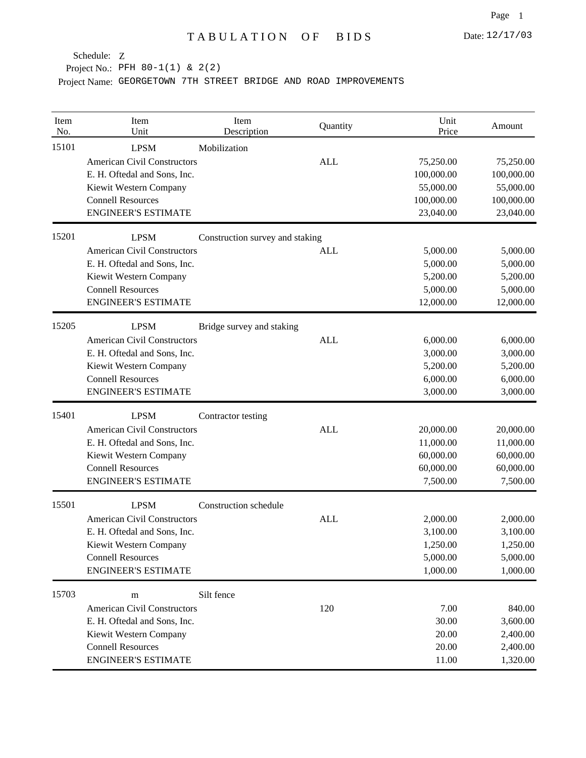# TABULATION OF BIDS

Date: 12/17/03

Schedule: Z

Project No.: PFH 80-1(1) & 2(2)

Project Name: GEORGETOWN 7TH STREET BRIDGE AND ROAD IMPROVEMENTS

| Item No. | Item Unit | Item Description | Quantity | Unit Price | Amount |
|---|---|---|---|---|---|
| 15101 | LPSM | Mobilization | | | |
| | American Civil Constructors | | ALL | 75,250.00 | 75,250.00 |
| | E. H. Oftedal and Sons, Inc. | | | 100,000.00 | 100,000.00 |
| | Kiewit Western Company | | | 55,000.00 | 55,000.00 |
| | Connell Resources | | | 100,000.00 | 100,000.00 |
| | ENGINEER'S ESTIMATE | | | 23,040.00 | 23,040.00 |
| 15201 | LPSM | Construction survey and staking | | | |
| | American Civil Constructors | | ALL | 5,000.00 | 5,000.00 |
| | E. H. Oftedal and Sons, Inc. | | | 5,000.00 | 5,000.00 |
| | Kiewit Western Company | | | 5,200.00 | 5,200.00 |
| | Connell Resources | | | 5,000.00 | 5,000.00 |
| | ENGINEER'S ESTIMATE | | | 12,000.00 | 12,000.00 |
| 15205 | LPSM | Bridge survey and staking | | | |
| | American Civil Constructors | | ALL | 6,000.00 | 6,000.00 |
| | E. H. Oftedal and Sons, Inc. | | | 3,000.00 | 3,000.00 |
| | Kiewit Western Company | | | 5,200.00 | 5,200.00 |
| | Connell Resources | | | 6,000.00 | 6,000.00 |
| | ENGINEER'S ESTIMATE | | | 3,000.00 | 3,000.00 |
| 15401 | LPSM | Contractor testing | | | |
| | American Civil Constructors | | ALL | 20,000.00 | 20,000.00 |
| | E. H. Oftedal and Sons, Inc. | | | 11,000.00 | 11,000.00 |
| | Kiewit Western Company | | | 60,000.00 | 60,000.00 |
| | Connell Resources | | | 60,000.00 | 60,000.00 |
| | ENGINEER'S ESTIMATE | | | 7,500.00 | 7,500.00 |
| 15501 | LPSM | Construction schedule | | | |
| | American Civil Constructors | | ALL | 2,000.00 | 2,000.00 |
| | E. H. Oftedal and Sons, Inc. | | | 3,100.00 | 3,100.00 |
| | Kiewit Western Company | | | 1,250.00 | 1,250.00 |
| | Connell Resources | | | 5,000.00 | 5,000.00 |
| | ENGINEER'S ESTIMATE | | | 1,000.00 | 1,000.00 |
| 15703 | m | Silt fence | | | |
| | American Civil Constructors | | 120 | 7.00 | 840.00 |
| | E. H. Oftedal and Sons, Inc. | | | 30.00 | 3,600.00 |
| | Kiewit Western Company | | | 20.00 | 2,400.00 |
| | Connell Resources | | | 20.00 | 2,400.00 |
| | ENGINEER'S ESTIMATE | | | 11.00 | 1,320.00 |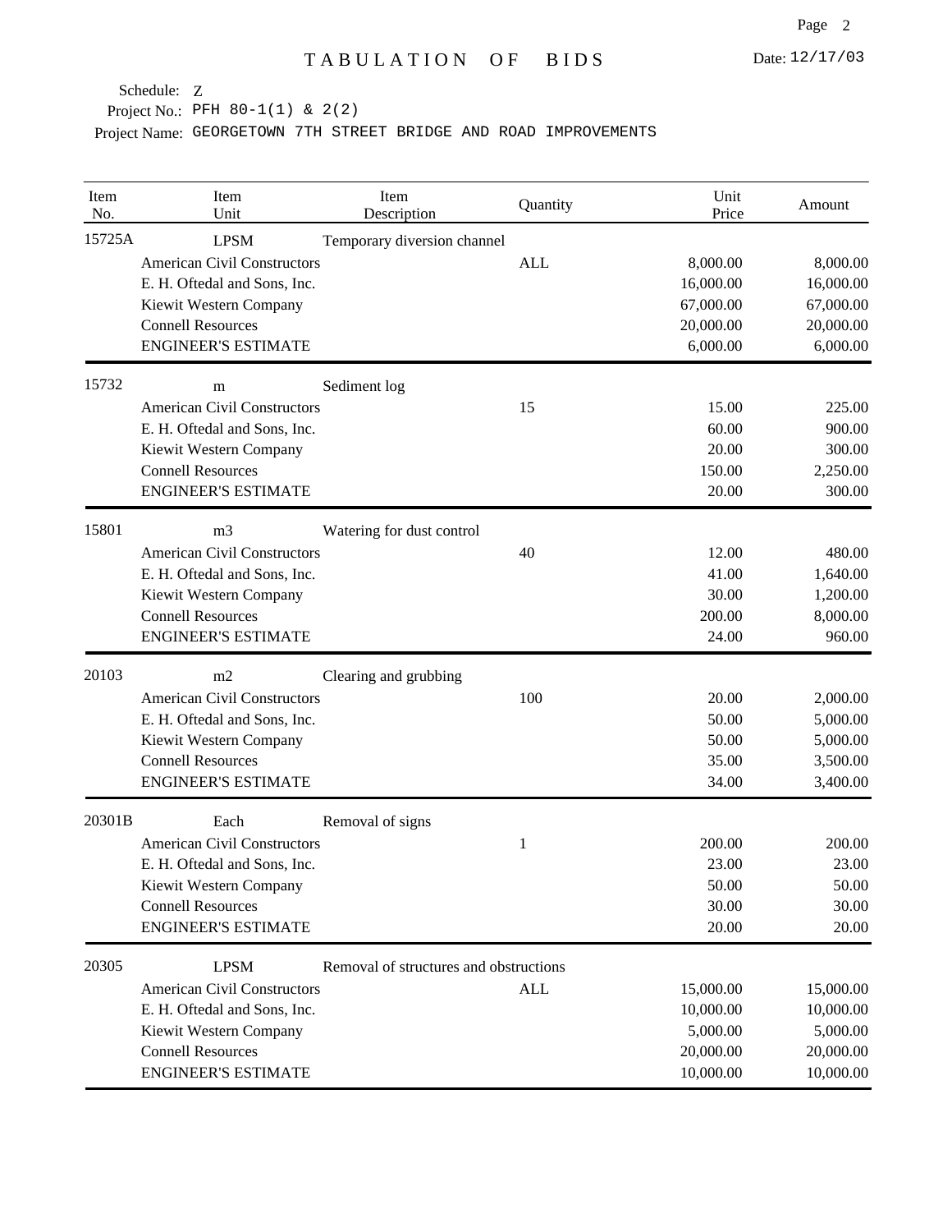# TABULATION OF BIDS

Date: 12/17/03

Schedule: Z

Project No.: PFH 80-1(1) & 2(2)

Project Name: GEORGETOWN 7TH STREET BRIDGE AND ROAD IMPROVEMENTS

| Item No. | Item Unit | Item Description | Quantity | Unit Price | Amount |
|---|---|---|---|---|---|
| 15725A | LPSM | Temporary diversion channel | | | |
| | American Civil Constructors | | ALL | 8,000.00 | 8,000.00 |
| | E. H. Oftedal and Sons, Inc. | | | 16,000.00 | 16,000.00 |
| | Kiewit Western Company | | | 67,000.00 | 67,000.00 |
| | Connell Resources | | | 20,000.00 | 20,000.00 |
| | ENGINEER'S ESTIMATE | | | 6,000.00 | 6,000.00 |
| 15732 | m | Sediment log | | | |
| | American Civil Constructors | | 15 | 15.00 | 225.00 |
| | E. H. Oftedal and Sons, Inc. | | | 60.00 | 900.00 |
| | Kiewit Western Company | | | 20.00 | 300.00 |
| | Connell Resources | | | 150.00 | 2,250.00 |
| | ENGINEER'S ESTIMATE | | | 20.00 | 300.00 |
| 15801 | m3 | Watering for dust control | | | |
| | American Civil Constructors | | 40 | 12.00 | 480.00 |
| | E. H. Oftedal and Sons, Inc. | | | 41.00 | 1,640.00 |
| | Kiewit Western Company | | | 30.00 | 1,200.00 |
| | Connell Resources | | | 200.00 | 8,000.00 |
| | ENGINEER'S ESTIMATE | | | 24.00 | 960.00 |
| 20103 | m2 | Clearing and grubbing | | | |
| | American Civil Constructors | | 100 | 20.00 | 2,000.00 |
| | E. H. Oftedal and Sons, Inc. | | | 50.00 | 5,000.00 |
| | Kiewit Western Company | | | 50.00 | 5,000.00 |
| | Connell Resources | | | 35.00 | 3,500.00 |
| | ENGINEER'S ESTIMATE | | | 34.00 | 3,400.00 |
| 20301B | Each | Removal of signs | | | |
| | American Civil Constructors | | 1 | 200.00 | 200.00 |
| | E. H. Oftedal and Sons, Inc. | | | 23.00 | 23.00 |
| | Kiewit Western Company | | | 50.00 | 50.00 |
| | Connell Resources | | | 30.00 | 30.00 |
| | ENGINEER'S ESTIMATE | | | 20.00 | 20.00 |
| 20305 | LPSM | Removal of structures and obstructions | | | |
| | American Civil Constructors | | ALL | 15,000.00 | 15,000.00 |
| | E. H. Oftedal and Sons, Inc. | | | 10,000.00 | 10,000.00 |
| | Kiewit Western Company | | | 5,000.00 | 5,000.00 |
| | Connell Resources | | | 20,000.00 | 20,000.00 |
| | ENGINEER'S ESTIMATE | | | 10,000.00 | 10,000.00 |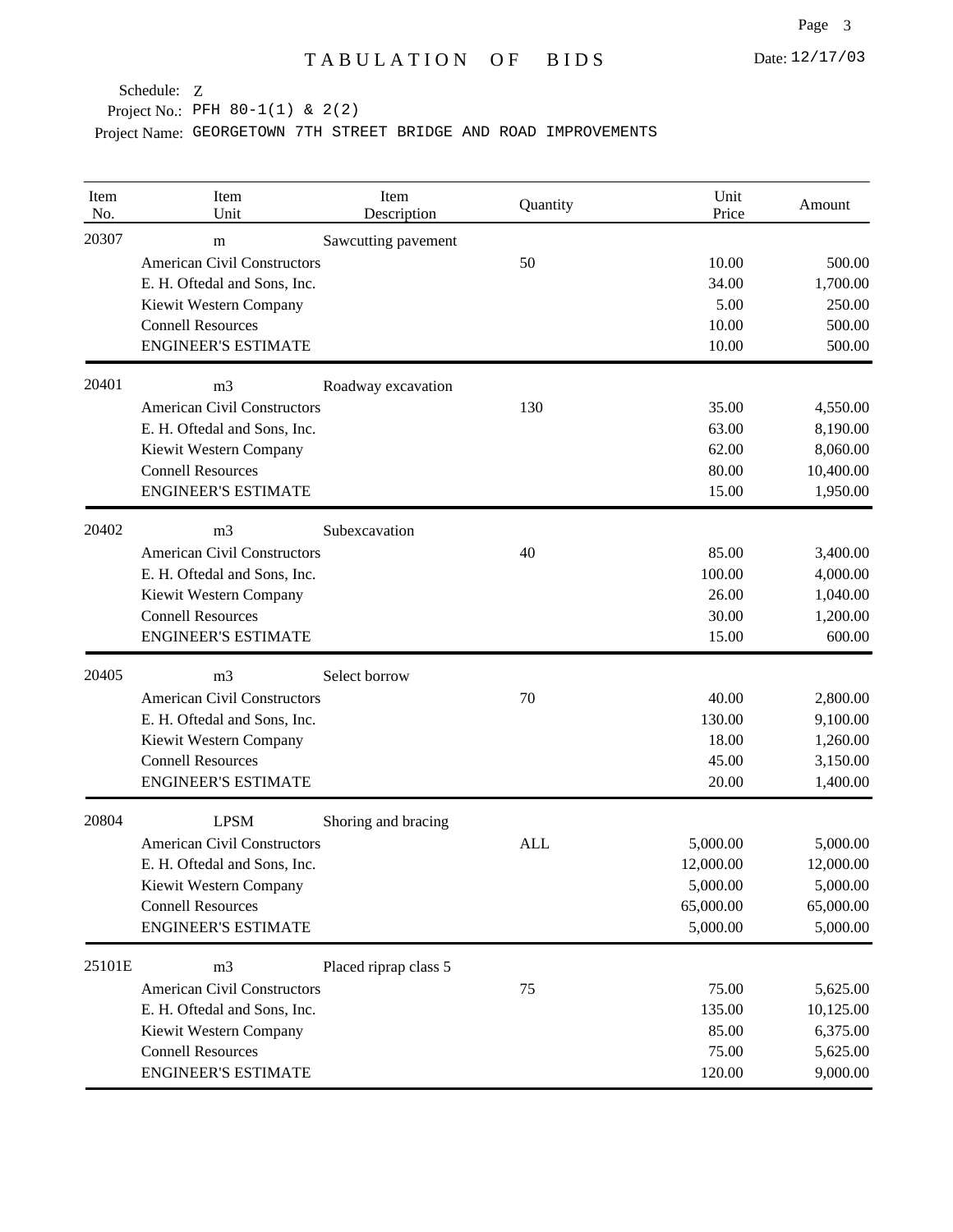# TABULATION OF BIDS

Date: 12/17/03

Schedule: Z
Project No.: PFH 80-1(1) & 2(2)
Project Name: GEORGETOWN 7TH STREET BRIDGE AND ROAD IMPROVEMENTS

| Item No. | Item Unit | Item Description | Quantity | Unit Price | Amount |
|---|---|---|---|---|---|
| 20307 | m | Sawcutting pavement | | | |
| | American Civil Constructors | | 50 | 10.00 | 500.00 |
| | E. H. Oftedal and Sons, Inc. | | | 34.00 | 1,700.00 |
| | Kiewit Western Company | | | 5.00 | 250.00 |
| | Connell Resources | | | 10.00 | 500.00 |
| | ENGINEER'S ESTIMATE | | | 10.00 | 500.00 |
| 20401 | m3 | Roadway excavation | | | |
| | American Civil Constructors | | 130 | 35.00 | 4,550.00 |
| | E. H. Oftedal and Sons, Inc. | | | 63.00 | 8,190.00 |
| | Kiewit Western Company | | | 62.00 | 8,060.00 |
| | Connell Resources | | | 80.00 | 10,400.00 |
| | ENGINEER'S ESTIMATE | | | 15.00 | 1,950.00 |
| 20402 | m3 | Subexcavation | | | |
| | American Civil Constructors | | 40 | 85.00 | 3,400.00 |
| | E. H. Oftedal and Sons, Inc. | | | 100.00 | 4,000.00 |
| | Kiewit Western Company | | | 26.00 | 1,040.00 |
| | Connell Resources | | | 30.00 | 1,200.00 |
| | ENGINEER'S ESTIMATE | | | 15.00 | 600.00 |
| 20405 | m3 | Select borrow | | | |
| | American Civil Constructors | | 70 | 40.00 | 2,800.00 |
| | E. H. Oftedal and Sons, Inc. | | | 130.00 | 9,100.00 |
| | Kiewit Western Company | | | 18.00 | 1,260.00 |
| | Connell Resources | | | 45.00 | 3,150.00 |
| | ENGINEER'S ESTIMATE | | | 20.00 | 1,400.00 |
| 20804 | LPSM | Shoring and bracing | | | |
| | American Civil Constructors | | ALL | 5,000.00 | 5,000.00 |
| | E. H. Oftedal and Sons, Inc. | | | 12,000.00 | 12,000.00 |
| | Kiewit Western Company | | | 5,000.00 | 5,000.00 |
| | Connell Resources | | | 65,000.00 | 65,000.00 |
| | ENGINEER'S ESTIMATE | | | 5,000.00 | 5,000.00 |
| 25101E | m3 | Placed riprap class 5 | | | |
| | American Civil Constructors | | 75 | 75.00 | 5,625.00 |
| | E. H. Oftedal and Sons, Inc. | | | 135.00 | 10,125.00 |
| | Kiewit Western Company | | | 85.00 | 6,375.00 |
| | Connell Resources | | | 75.00 | 5,625.00 |
| | ENGINEER'S ESTIMATE | | | 120.00 | 9,000.00 |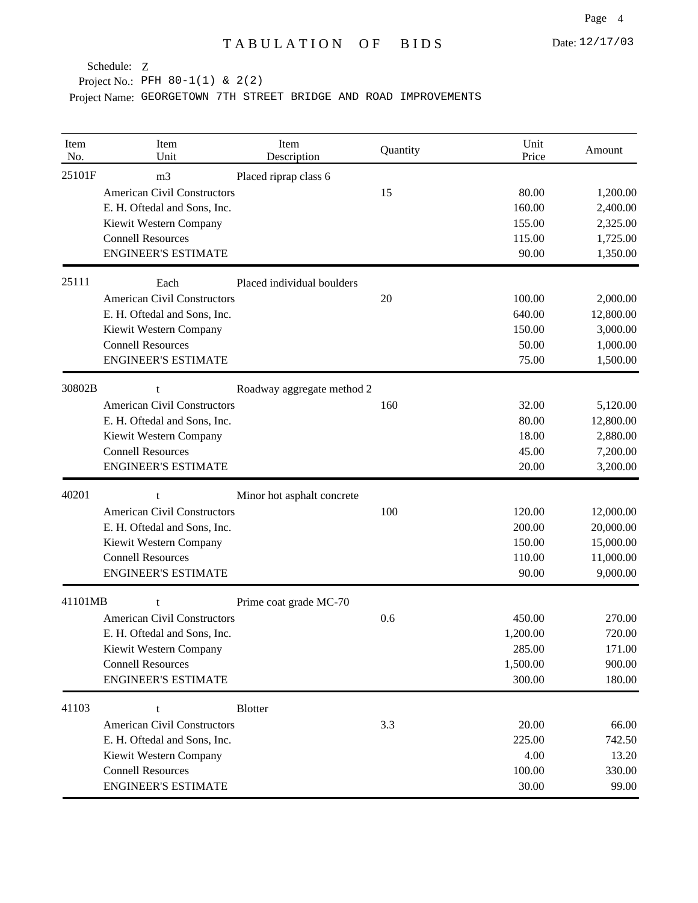# TABULATION OF BIDS

Date: 12/17/03

Schedule: Z

Project No.: PFH 80-1(1) & 2(2)

Project Name: GEORGETOWN 7TH STREET BRIDGE AND ROAD IMPROVEMENTS

| Item No. | Item Unit | Item Description | Quantity | Unit Price | Amount |
|---|---|---|---|---|---|
| 25101F | m3 | Placed riprap class 6 | | | |
| | American Civil Constructors | | 15 | 80.00 | 1,200.00 |
| | E. H. Oftedal and Sons, Inc. | | | 160.00 | 2,400.00 |
| | Kiewit Western Company | | | 155.00 | 2,325.00 |
| | Connell Resources | | | 115.00 | 1,725.00 |
| | ENGINEER'S ESTIMATE | | | 90.00 | 1,350.00 |
| 25111 | Each | Placed individual boulders | | | |
| | American Civil Constructors | | 20 | 100.00 | 2,000.00 |
| | E. H. Oftedal and Sons, Inc. | | | 640.00 | 12,800.00 |
| | Kiewit Western Company | | | 150.00 | 3,000.00 |
| | Connell Resources | | | 50.00 | 1,000.00 |
| | ENGINEER'S ESTIMATE | | | 75.00 | 1,500.00 |
| 30802B | t | Roadway aggregate method 2 | | | |
| | American Civil Constructors | | 160 | 32.00 | 5,120.00 |
| | E. H. Oftedal and Sons, Inc. | | | 80.00 | 12,800.00 |
| | Kiewit Western Company | | | 18.00 | 2,880.00 |
| | Connell Resources | | | 45.00 | 7,200.00 |
| | ENGINEER'S ESTIMATE | | | 20.00 | 3,200.00 |
| 40201 | t | Minor hot asphalt concrete | | | |
| | American Civil Constructors | | 100 | 120.00 | 12,000.00 |
| | E. H. Oftedal and Sons, Inc. | | | 200.00 | 20,000.00 |
| | Kiewit Western Company | | | 150.00 | 15,000.00 |
| | Connell Resources | | | 110.00 | 11,000.00 |
| | ENGINEER'S ESTIMATE | | | 90.00 | 9,000.00 |
| 41101MB | t | Prime coat grade MC-70 | | | |
| | American Civil Constructors | | 0.6 | 450.00 | 270.00 |
| | E. H. Oftedal and Sons, Inc. | | | 1,200.00 | 720.00 |
| | Kiewit Western Company | | | 285.00 | 171.00 |
| | Connell Resources | | | 1,500.00 | 900.00 |
| | ENGINEER'S ESTIMATE | | | 300.00 | 180.00 |
| 41103 | t | Blotter | | | |
| | American Civil Constructors | | 3.3 | 20.00 | 66.00 |
| | E. H. Oftedal and Sons, Inc. | | | 225.00 | 742.50 |
| | Kiewit Western Company | | | 4.00 | 13.20 |
| | Connell Resources | | | 100.00 | 330.00 |
| | ENGINEER'S ESTIMATE | | | 30.00 | 99.00 |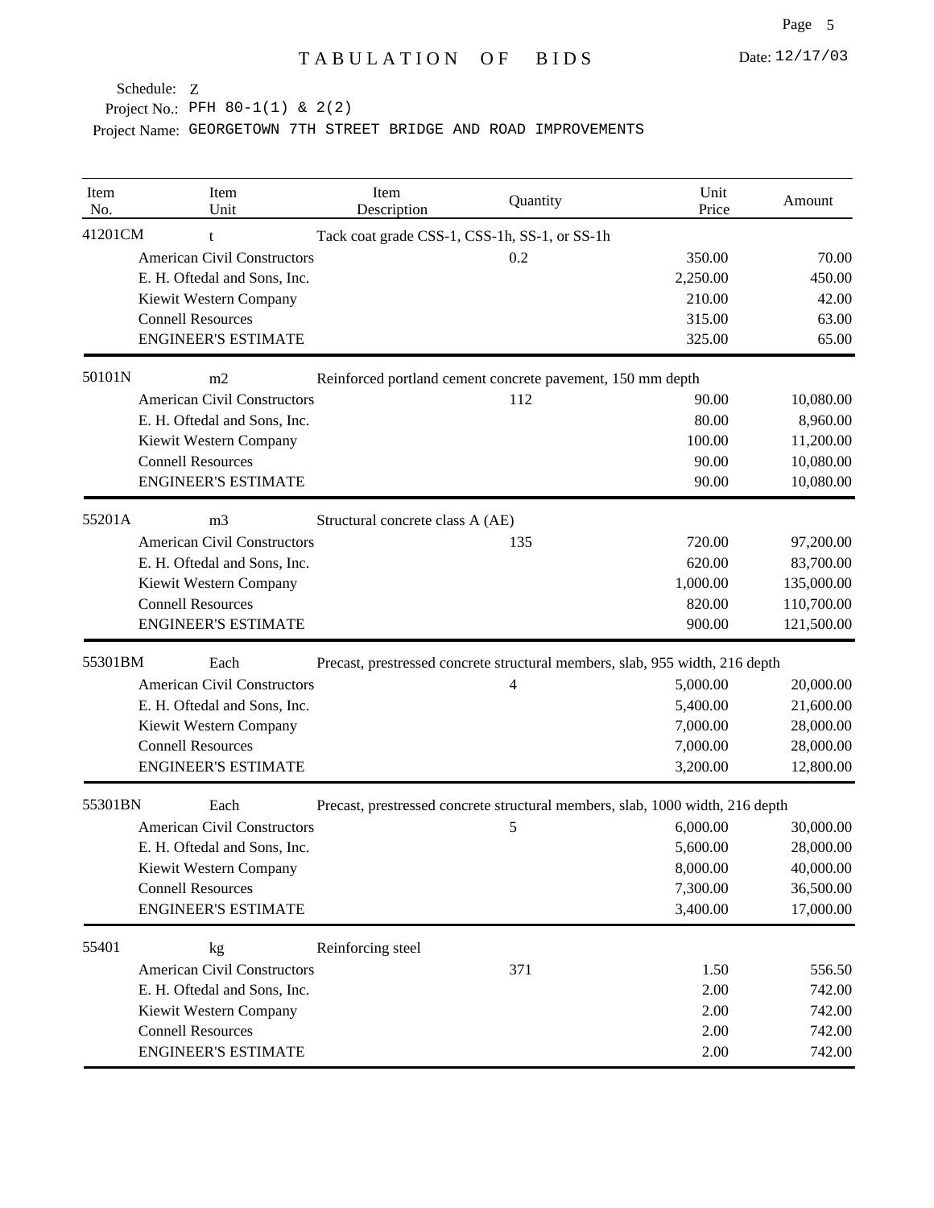# TABULATION OF BIDS

Date: 12/17/03

Schedule: Z
Project No.: PFH 80-1(1) & 2(2)
Project Name: GEORGETOWN 7TH STREET BRIDGE AND ROAD IMPROVEMENTS

| Item No. | Item Unit | Item Description | Quantity | Unit Price | Amount |
|---|---|---|---|---|---|
| 41201CM | t | Tack coat grade CSS-1, CSS-1h, SS-1, or SS-1h | | | |
| | American Civil Constructors | | 0.2 | 350.00 | 70.00 |
| | E. H. Oftedal and Sons, Inc. | | | 2,250.00 | 450.00 |
| | Kiewit Western Company | | | 210.00 | 42.00 |
| | Connell Resources | | | 315.00 | 63.00 |
| | ENGINEER'S ESTIMATE | | | 325.00 | 65.00 |
| 50101N | m2 | Reinforced portland cement concrete pavement, 150 mm depth | | | |
| | American Civil Constructors | | 112 | 90.00 | 10,080.00 |
| | E. H. Oftedal and Sons, Inc. | | | 80.00 | 8,960.00 |
| | Kiewit Western Company | | | 100.00 | 11,200.00 |
| | Connell Resources | | | 90.00 | 10,080.00 |
| | ENGINEER'S ESTIMATE | | | 90.00 | 10,080.00 |
| 55201A | m3 | Structural concrete class A (AE) | | | |
| | American Civil Constructors | | 135 | 720.00 | 97,200.00 |
| | E. H. Oftedal and Sons, Inc. | | | 620.00 | 83,700.00 |
| | Kiewit Western Company | | | 1,000.00 | 135,000.00 |
| | Connell Resources | | | 820.00 | 110,700.00 |
| | ENGINEER'S ESTIMATE | | | 900.00 | 121,500.00 |
| 55301BM | Each | Precast, prestressed concrete structural members, slab, 955 width, 216 depth | | | |
| | American Civil Constructors | | 4 | 5,000.00 | 20,000.00 |
| | E. H. Oftedal and Sons, Inc. | | | 5,400.00 | 21,600.00 |
| | Kiewit Western Company | | | 7,000.00 | 28,000.00 |
| | Connell Resources | | | 7,000.00 | 28,000.00 |
| | ENGINEER'S ESTIMATE | | | 3,200.00 | 12,800.00 |
| 55301BN | Each | Precast, prestressed concrete structural members, slab, 1000 width, 216 depth | | | |
| | American Civil Constructors | | 5 | 6,000.00 | 30,000.00 |
| | E. H. Oftedal and Sons, Inc. | | | 5,600.00 | 28,000.00 |
| | Kiewit Western Company | | | 8,000.00 | 40,000.00 |
| | Connell Resources | | | 7,300.00 | 36,500.00 |
| | ENGINEER'S ESTIMATE | | | 3,400.00 | 17,000.00 |
| 55401 | kg | Reinforcing steel | | | |
| | American Civil Constructors | | 371 | 1.50 | 556.50 |
| | E. H. Oftedal and Sons, Inc. | | | 2.00 | 742.00 |
| | Kiewit Western Company | | | 2.00 | 742.00 |
| | Connell Resources | | | 2.00 | 742.00 |
| | ENGINEER'S ESTIMATE | | | 2.00 | 742.00 |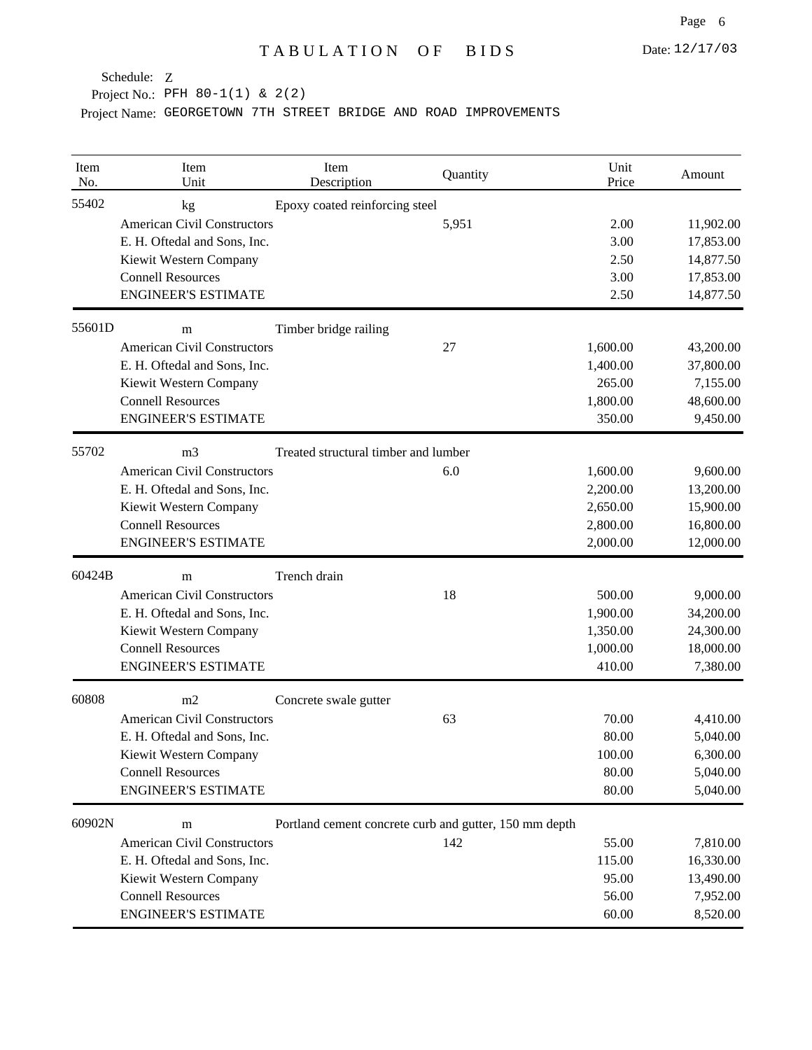# TABULATION OF BIDS

Date: 12/17/03

Schedule: Z

Project No.: PFH 80-1(1) & 2(2)

Project Name: GEORGETOWN 7TH STREET BRIDGE AND ROAD IMPROVEMENTS

| Item No. | Item Unit | Item Description | Quantity | Unit Price | Amount |
|---|---|---|---|---|---|
| 55402 | kg | Epoxy coated reinforcing steel | | | |
| | American Civil Constructors | | 5,951 | 2.00 | 11,902.00 |
| | E. H. Oftedal and Sons, Inc. | | | 3.00 | 17,853.00 |
| | Kiewit Western Company | | | 2.50 | 14,877.50 |
| | Connell Resources | | | 3.00 | 17,853.00 |
| | ENGINEER'S ESTIMATE | | | 2.50 | 14,877.50 |
| 55601D | m | Timber bridge railing | | | |
| | American Civil Constructors | | 27 | 1,600.00 | 43,200.00 |
| | E. H. Oftedal and Sons, Inc. | | | 1,400.00 | 37,800.00 |
| | Kiewit Western Company | | | 265.00 | 7,155.00 |
| | Connell Resources | | | 1,800.00 | 48,600.00 |
| | ENGINEER'S ESTIMATE | | | 350.00 | 9,450.00 |
| 55702 | m3 | Treated structural timber and lumber | | | |
| | American Civil Constructors | | 6.0 | 1,600.00 | 9,600.00 |
| | E. H. Oftedal and Sons, Inc. | | | 2,200.00 | 13,200.00 |
| | Kiewit Western Company | | | 2,650.00 | 15,900.00 |
| | Connell Resources | | | 2,800.00 | 16,800.00 |
| | ENGINEER'S ESTIMATE | | | 2,000.00 | 12,000.00 |
| 60424B | m | Trench drain | | | |
| | American Civil Constructors | | 18 | 500.00 | 9,000.00 |
| | E. H. Oftedal and Sons, Inc. | | | 1,900.00 | 34,200.00 |
| | Kiewit Western Company | | | 1,350.00 | 24,300.00 |
| | Connell Resources | | | 1,000.00 | 18,000.00 |
| | ENGINEER'S ESTIMATE | | | 410.00 | 7,380.00 |
| 60808 | m2 | Concrete swale gutter | | | |
| | American Civil Constructors | | 63 | 70.00 | 4,410.00 |
| | E. H. Oftedal and Sons, Inc. | | | 80.00 | 5,040.00 |
| | Kiewit Western Company | | | 100.00 | 6,300.00 |
| | Connell Resources | | | 80.00 | 5,040.00 |
| | ENGINEER'S ESTIMATE | | | 80.00 | 5,040.00 |
| 60902N | m | Portland cement concrete curb and gutter, 150 mm depth | | | |
| | American Civil Constructors | | 142 | 55.00 | 7,810.00 |
| | E. H. Oftedal and Sons, Inc. | | | 115.00 | 16,330.00 |
| | Kiewit Western Company | | | 95.00 | 13,490.00 |
| | Connell Resources | | | 56.00 | 7,952.00 |
| | ENGINEER'S ESTIMATE | | | 60.00 | 8,520.00 |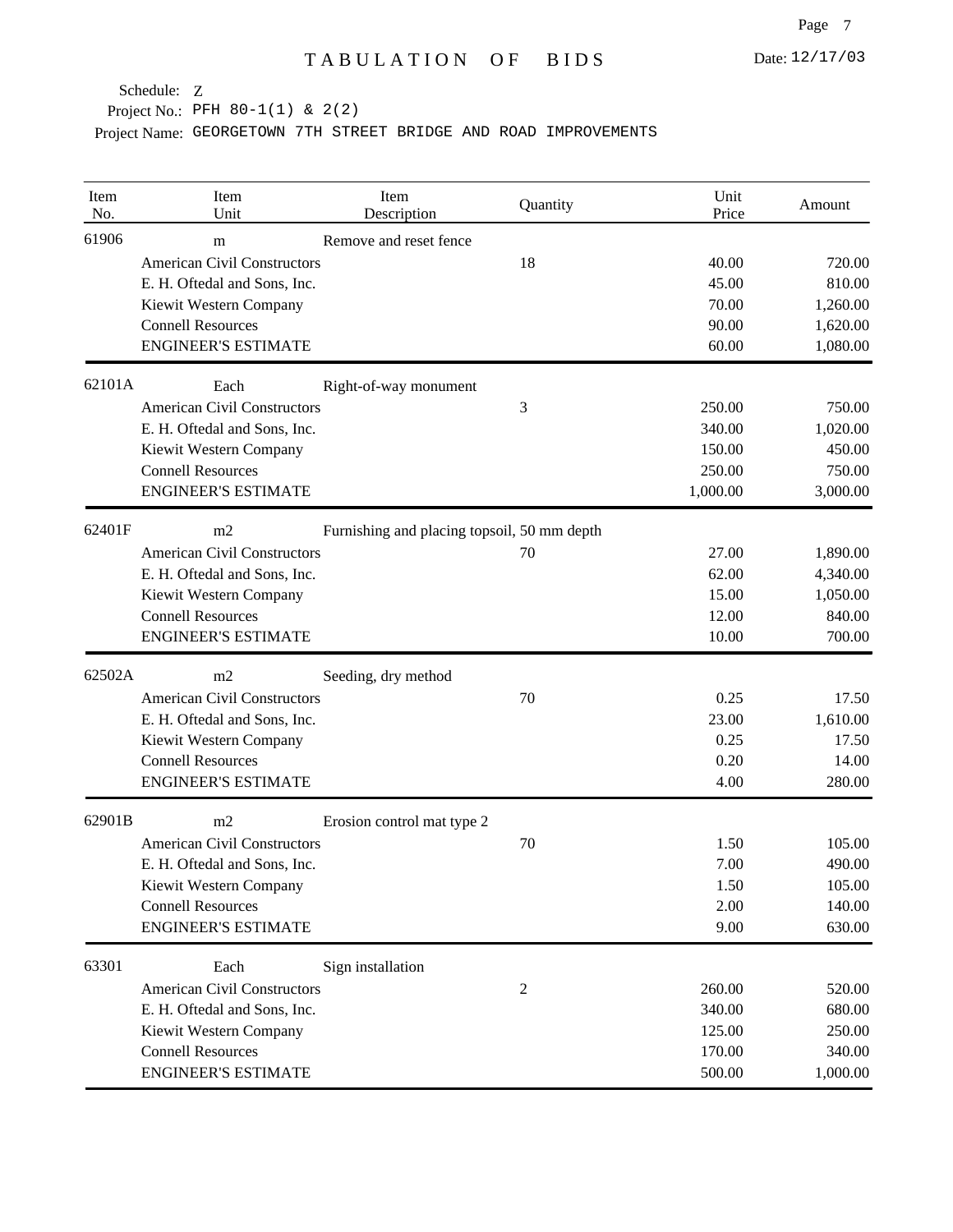# TABULATION OF BIDS

Date: 12/17/03

Schedule: Z

Project No.: PFH 80-1(1) & 2(2)

Project Name: GEORGETOWN 7TH STREET BRIDGE AND ROAD IMPROVEMENTS

| Item No. | Item Unit | Item Description | Quantity | Unit Price | Amount |
|---|---|---|---|---|---|
| 61906 | m | Remove and reset fence | | | |
| | American Civil Constructors | | 18 | 40.00 | 720.00 |
| | E. H. Oftedal and Sons, Inc. | | | 45.00 | 810.00 |
| | Kiewit Western Company | | | 70.00 | 1,260.00 |
| | Connell Resources | | | 90.00 | 1,620.00 |
| | ENGINEER'S ESTIMATE | | | 60.00 | 1,080.00 |
| 62101A | Each | Right-of-way monument | | | |
| | American Civil Constructors | | 3 | 250.00 | 750.00 |
| | E. H. Oftedal and Sons, Inc. | | | 340.00 | 1,020.00 |
| | Kiewit Western Company | | | 150.00 | 450.00 |
| | Connell Resources | | | 250.00 | 750.00 |
| | ENGINEER'S ESTIMATE | | | 1,000.00 | 3,000.00 |
| 62401F | m2 | Furnishing and placing topsoil, 50 mm depth | | | |
| | American Civil Constructors | | 70 | 27.00 | 1,890.00 |
| | E. H. Oftedal and Sons, Inc. | | | 62.00 | 4,340.00 |
| | Kiewit Western Company | | | 15.00 | 1,050.00 |
| | Connell Resources | | | 12.00 | 840.00 |
| | ENGINEER'S ESTIMATE | | | 10.00 | 700.00 |
| 62502A | m2 | Seeding, dry method | | | |
| | American Civil Constructors | | 70 | 0.25 | 17.50 |
| | E. H. Oftedal and Sons, Inc. | | | 23.00 | 1,610.00 |
| | Kiewit Western Company | | | 0.25 | 17.50 |
| | Connell Resources | | | 0.20 | 14.00 |
| | ENGINEER'S ESTIMATE | | | 4.00 | 280.00 |
| 62901B | m2 | Erosion control mat type 2 | | | |
| | American Civil Constructors | | 70 | 1.50 | 105.00 |
| | E. H. Oftedal and Sons, Inc. | | | 7.00 | 490.00 |
| | Kiewit Western Company | | | 1.50 | 105.00 |
| | Connell Resources | | | 2.00 | 140.00 |
| | ENGINEER'S ESTIMATE | | | 9.00 | 630.00 |
| 63301 | Each | Sign installation | | | |
| | American Civil Constructors | | 2 | 260.00 | 520.00 |
| | E. H. Oftedal and Sons, Inc. | | | 340.00 | 680.00 |
| | Kiewit Western Company | | | 125.00 | 250.00 |
| | Connell Resources | | | 170.00 | 340.00 |
| | ENGINEER'S ESTIMATE | | | 500.00 | 1,000.00 |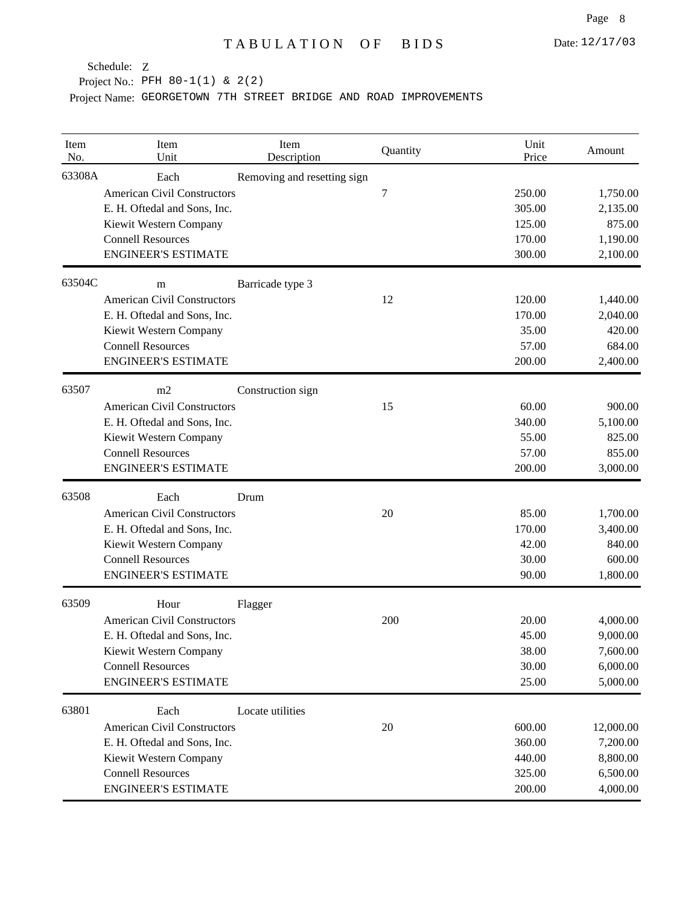# TABULATION OF BIDS

Date: 12/17/03

Schedule: Z
Project No.: PFH 80-1(1) & 2(2)
Project Name: GEORGETOWN 7TH STREET BRIDGE AND ROAD IMPROVEMENTS

| Item No. | Item Unit | Item Description | Quantity | Unit Price | Amount |
|---|---|---|---|---|---|
| 63308A | Each | Removing and resetting sign | | | |
| | American Civil Constructors | | 7 | 250.00 | 1,750.00 |
| | E. H. Oftedal and Sons, Inc. | | | 305.00 | 2,135.00 |
| | Kiewit Western Company | | | 125.00 | 875.00 |
| | Connell Resources | | | 170.00 | 1,190.00 |
| | ENGINEER'S ESTIMATE | | | 300.00 | 2,100.00 |
| 63504C | m | Barricade type 3 | | | |
| | American Civil Constructors | | 12 | 120.00 | 1,440.00 |
| | E. H. Oftedal and Sons, Inc. | | | 170.00 | 2,040.00 |
| | Kiewit Western Company | | | 35.00 | 420.00 |
| | Connell Resources | | | 57.00 | 684.00 |
| | ENGINEER'S ESTIMATE | | | 200.00 | 2,400.00 |
| 63507 | m2 | Construction sign | | | |
| | American Civil Constructors | | 15 | 60.00 | 900.00 |
| | E. H. Oftedal and Sons, Inc. | | | 340.00 | 5,100.00 |
| | Kiewit Western Company | | | 55.00 | 825.00 |
| | Connell Resources | | | 57.00 | 855.00 |
| | ENGINEER'S ESTIMATE | | | 200.00 | 3,000.00 |
| 63508 | Each | Drum | | | |
| | American Civil Constructors | | 20 | 85.00 | 1,700.00 |
| | E. H. Oftedal and Sons, Inc. | | | 170.00 | 3,400.00 |
| | Kiewit Western Company | | | 42.00 | 840.00 |
| | Connell Resources | | | 30.00 | 600.00 |
| | ENGINEER'S ESTIMATE | | | 90.00 | 1,800.00 |
| 63509 | Hour | Flagger | | | |
| | American Civil Constructors | | 200 | 20.00 | 4,000.00 |
| | E. H. Oftedal and Sons, Inc. | | | 45.00 | 9,000.00 |
| | Kiewit Western Company | | | 38.00 | 7,600.00 |
| | Connell Resources | | | 30.00 | 6,000.00 |
| | ENGINEER'S ESTIMATE | | | 25.00 | 5,000.00 |
| 63801 | Each | Locate utilities | | | |
| | American Civil Constructors | | 20 | 600.00 | 12,000.00 |
| | E. H. Oftedal and Sons, Inc. | | | 360.00 | 7,200.00 |
| | Kiewit Western Company | | | 440.00 | 8,800.00 |
| | Connell Resources | | | 325.00 | 6,500.00 |
| | ENGINEER'S ESTIMATE | | | 200.00 | 4,000.00 |